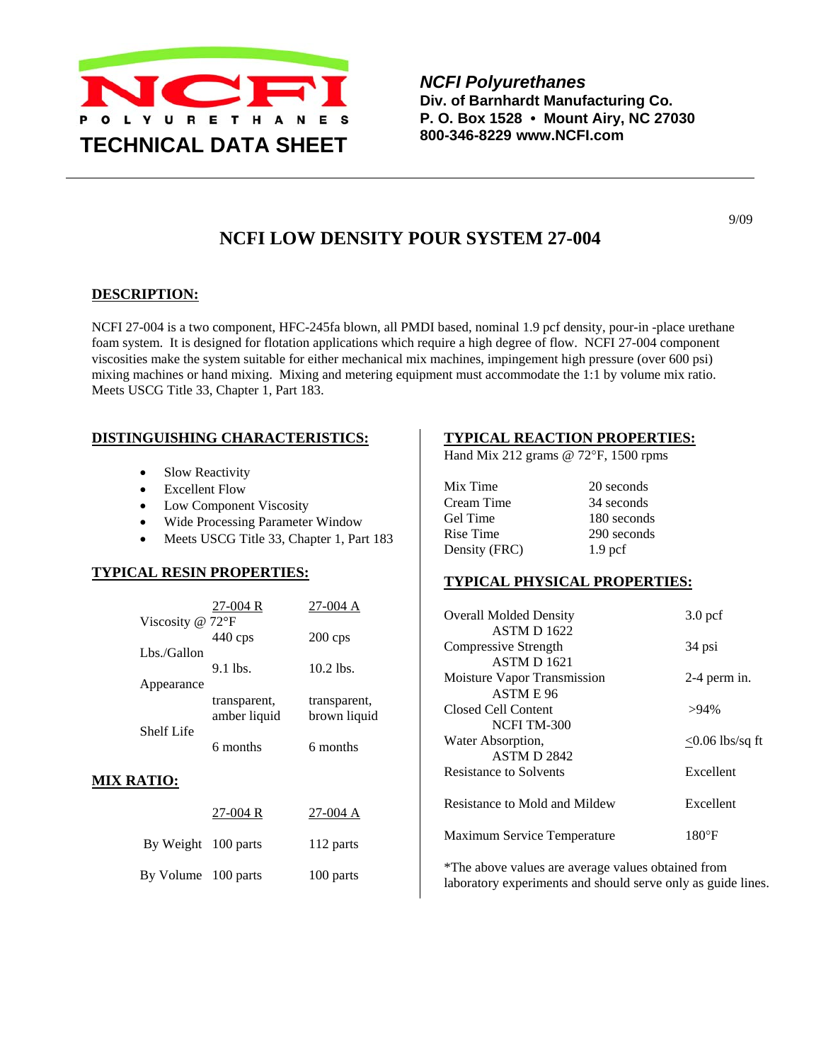**NCFI POLYURETHANES**

**TECHNICAL DATA SHEET**

***NCFI Polyurethanes***
**Div. of Barnhardt Manufacturing Co.**
**P. O. Box 1528 • Mount Airy, NC 27030**
**800-346-8229 www.NCFI.com**

9/09

# NCFI LOW DENSITY POUR SYSTEM 27-004

## DESCRIPTION:

NCFI 27-004 is a two component, HFC-245fa blown, all PMDI based, nominal 1.9 pcf density, pour-in -place urethane foam system. It is designed for flotation applications which require a high degree of flow. NCFI 27-004 component viscosities make the system suitable for either mechanical mix machines, impingement high pressure (over 600 psi) mixing machines or hand mixing. Mixing and metering equipment must accommodate the 1:1 by volume mix ratio. Meets USCG Title 33, Chapter 1, Part 183.

## DISTINGUISHING CHARACTERISTICS:

- Slow Reactivity
- Excellent Flow
- Low Component Viscosity
- Wide Processing Parameter Window
- Meets USCG Title 33, Chapter 1, Part 183

## TYPICAL RESIN PROPERTIES:

| | 27-004 R | 27-004 A |
|---|---|---|
| Viscosity @ 72°F | 440 cps | 200 cps |
| Lbs./Gallon | 9.1 lbs. | 10.2 lbs. |
| Appearance | transparent, amber liquid | transparent, brown liquid |
| Shelf Life | 6 months | 6 months |

## MIX RATIO:

| | 27-004 R | 27-004 A |
|---|---|---|
| By Weight | 100 parts | 112 parts |
| By Volume | 100 parts | 100 parts |

## TYPICAL REACTION PROPERTIES:

Hand Mix 212 grams @ 72°F, 1500 rpms

| | |
|---|---|
| Mix Time | 20 seconds |
| Cream Time | 34 seconds |
| Gel Time | 180 seconds |
| Rise Time | 290 seconds |
| Density (FRC) | 1.9 pcf |

## TYPICAL PHYSICAL PROPERTIES:

| | |
|---|---|
| Overall Molded Density<br>ASTM D 1622 | 3.0 pcf |
| Compressive Strength<br>ASTM D 1621 | 34 psi |
| Moisture Vapor Transmission<br>ASTM E 96 | 2-4 perm in. |
| Closed Cell Content<br>NCFI TM-300 | >94% |
| Water Absorption,<br>ASTM D 2842 | ≤0.06 lbs/sq ft |
| Resistance to Solvents | Excellent |
| Resistance to Mold and Mildew | Excellent |
| Maximum Service Temperature | 180°F |

*The above values are average values obtained from laboratory experiments and should serve only as guide lines.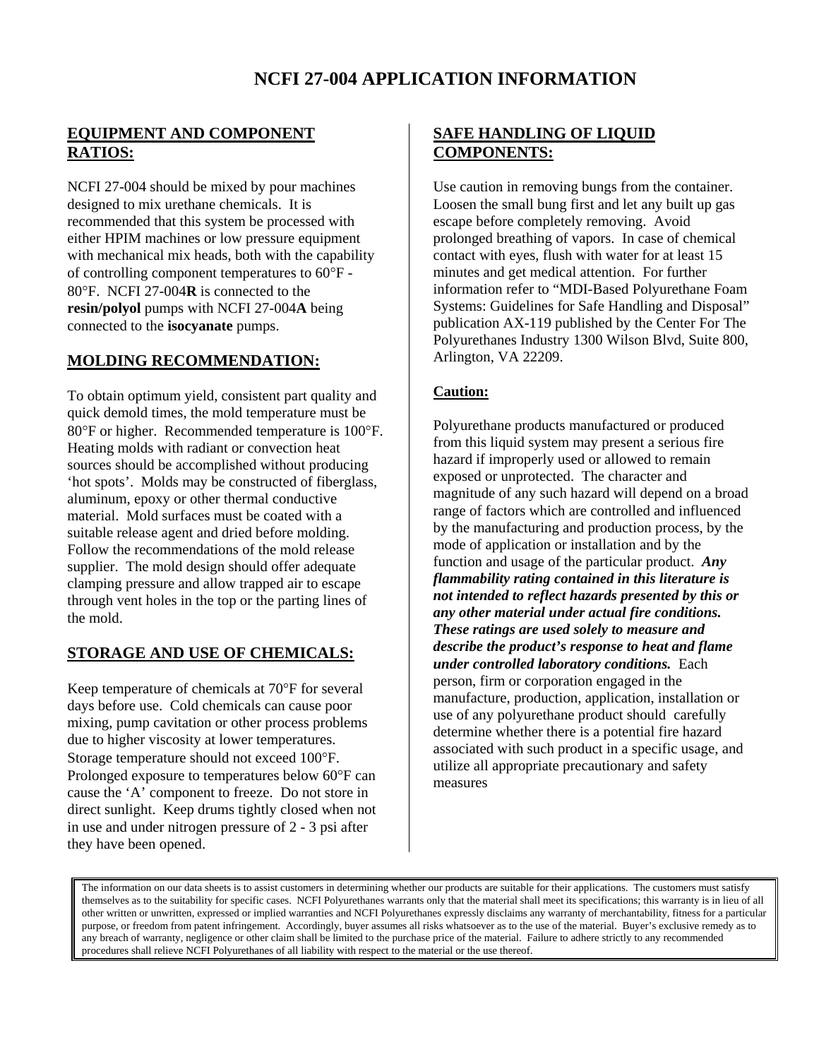# NCFI 27-004 APPLICATION INFORMATION

## EQUIPMENT AND COMPONENT RATIOS:

NCFI 27-004 should be mixed by pour machines designed to mix urethane chemicals. It is recommended that this system be processed with either HPIM machines or low pressure equipment with mechanical mix heads, both with the capability of controlling component temperatures to 60°F - 80°F. NCFI 27-004**R** is connected to the **resin/polyol** pumps with NCFI 27-004**A** being connected to the **isocyanate** pumps.

## MOLDING RECOMMENDATION:

To obtain optimum yield, consistent part quality and quick demold times, the mold temperature must be 80°F or higher. Recommended temperature is 100°F. Heating molds with radiant or convection heat sources should be accomplished without producing 'hot spots'. Molds may be constructed of fiberglass, aluminum, epoxy or other thermal conductive material. Mold surfaces must be coated with a suitable release agent and dried before molding. Follow the recommendations of the mold release supplier. The mold design should offer adequate clamping pressure and allow trapped air to escape through vent holes in the top or the parting lines of the mold.

## STORAGE AND USE OF CHEMICALS:

Keep temperature of chemicals at 70°F for several days before use. Cold chemicals can cause poor mixing, pump cavitation or other process problems due to higher viscosity at lower temperatures. Storage temperature should not exceed 100°F. Prolonged exposure to temperatures below 60°F can cause the 'A' component to freeze. Do not store in direct sunlight. Keep drums tightly closed when not in use and under nitrogen pressure of 2 - 3 psi after they have been opened.

## SAFE HANDLING OF LIQUID COMPONENTS:

Use caution in removing bungs from the container. Loosen the small bung first and let any built up gas escape before completely removing. Avoid prolonged breathing of vapors. In case of chemical contact with eyes, flush with water for at least 15 minutes and get medical attention. For further information refer to "MDI-Based Polyurethane Foam Systems: Guidelines for Safe Handling and Disposal" publication AX-119 published by the Center For The Polyurethanes Industry 1300 Wilson Blvd, Suite 800, Arlington, VA 22209.

### Caution:

Polyurethane products manufactured or produced from this liquid system may present a serious fire hazard if improperly used or allowed to remain exposed or unprotected. The character and magnitude of any such hazard will depend on a broad range of factors which are controlled and influenced by the manufacturing and production process, by the mode of application or installation and by the function and usage of the particular product. ***Any flammability rating contained in this literature is not intended to reflect hazards presented by this or any other material under actual fire conditions. These ratings are used solely to measure and describe the product's response to heat and flame under controlled laboratory conditions.*** Each person, firm or corporation engaged in the manufacture, production, application, installation or use of any polyurethane product should carefully determine whether there is a potential fire hazard associated with such product in a specific usage, and utilize all appropriate precautionary and safety measures

The information on our data sheets is to assist customers in determining whether our products are suitable for their applications. The customers must satisfy themselves as to the suitability for specific cases. NCFI Polyurethanes warrants only that the material shall meet its specifications; this warranty is in lieu of all other written or unwritten, expressed or implied warranties and NCFI Polyurethanes expressly disclaims any warranty of merchantability, fitness for a particular purpose, or freedom from patent infringement. Accordingly, buyer assumes all risks whatsoever as to the use of the material. Buyer's exclusive remedy as to any breach of warranty, negligence or other claim shall be limited to the purchase price of the material. Failure to adhere strictly to any recommended procedures shall relieve NCFI Polyurethanes of all liability with respect to the material or the use thereof.